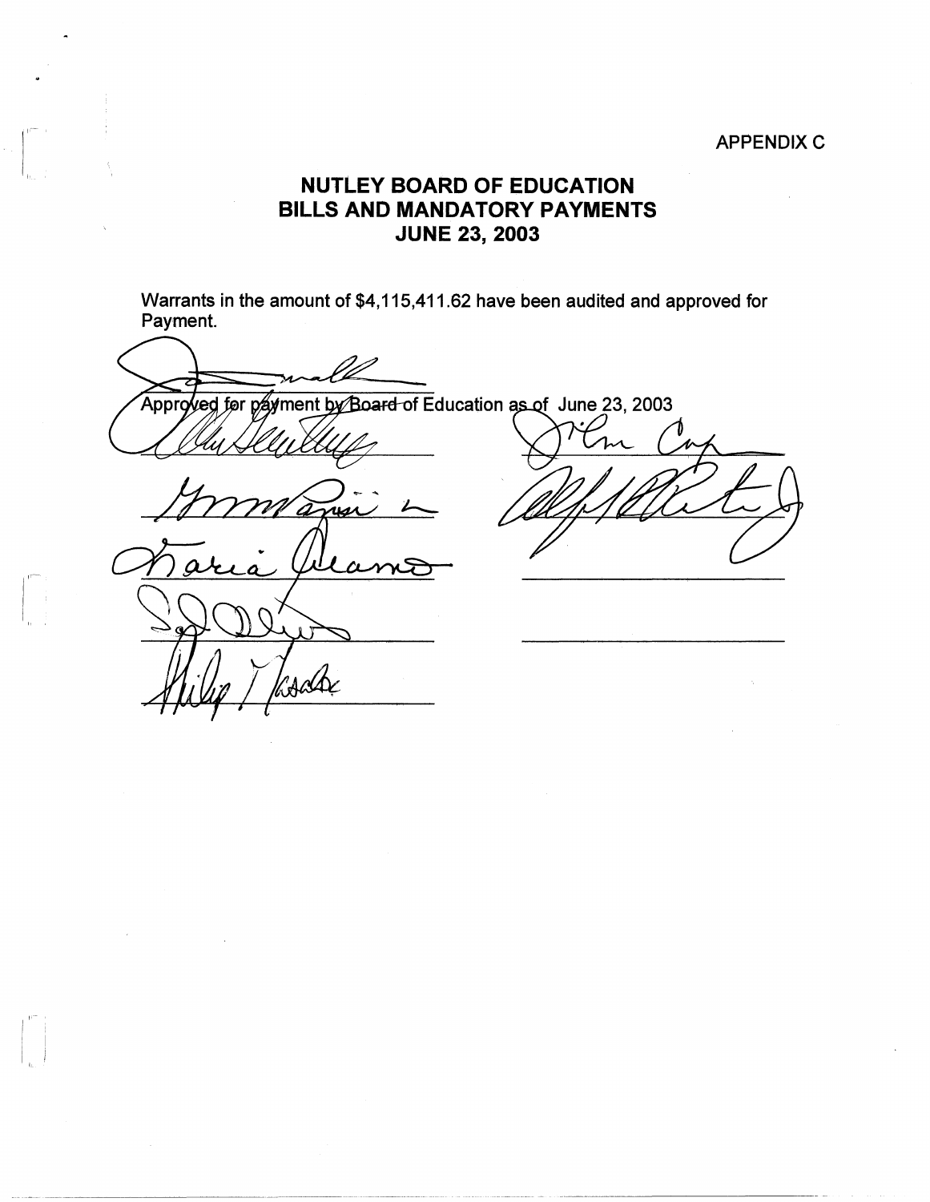APPENDIX C

# NUTLEY BOARD OF EDUCATION
## BILLS AND MANDATORY PAYMENTS
## JUNE 23, 2003

Warrants in the amount of $4,115,411.62 have been audited and approved for Payment.

Approved for payment by Board of Education as of June 23, 2003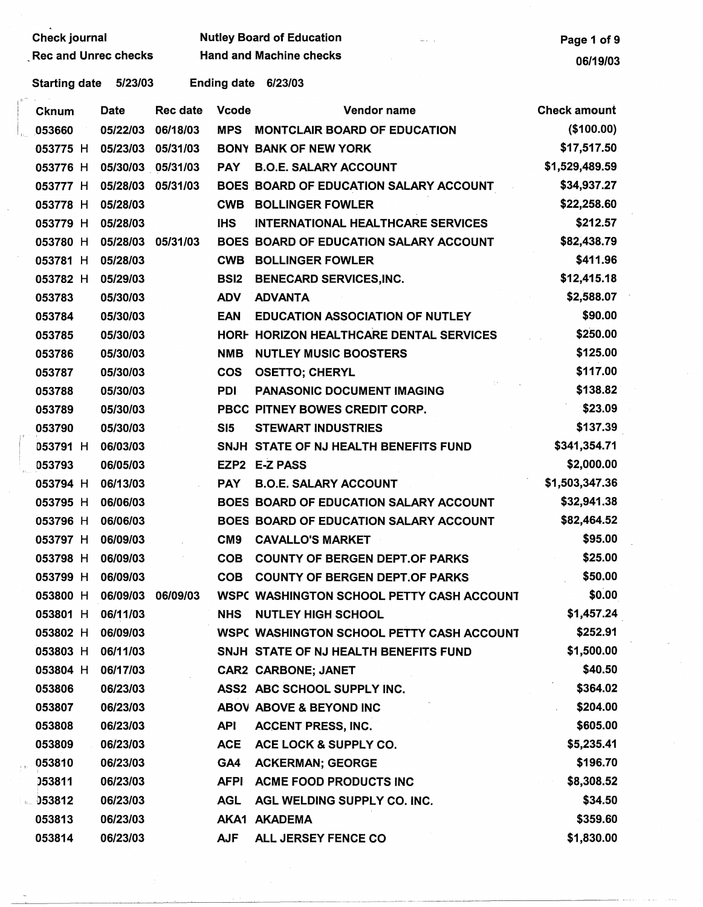Check journal Nutley Board of Education
Rec and Unrec checks Hand and Machine checks

06/19/03

Starting date 5/23/03 Ending date 6/23/03

| Cknum | Date | Rec date | Vcode | Vendor name | Check amount |
|---|---|---|---|---|---|
| 053660 | 05/22/03 | 06/18/03 | MPS | MONTCLAIR BOARD OF EDUCATION | ($100.00) |
| 053775 H | 05/23/03 | 05/31/03 | BONY | BANK OF NEW YORK | $17,517.50 |
| 053776 H | 05/30/03 | 05/31/03 | PAY | B.O.E. SALARY ACCOUNT | $1,529,489.59 |
| 053777 H | 05/28/03 | 05/31/03 | BOES | BOARD OF EDUCATION SALARY ACCOUNT | $34,937.27 |
| 053778 H | 05/28/03 | | CWB | BOLLINGER FOWLER | $22,258.60 |
| 053779 H | 05/28/03 | | IHS | INTERNATIONAL HEALTHCARE SERVICES | $212.57 |
| 053780 H | 05/28/03 | 05/31/03 | BOES | BOARD OF EDUCATION SALARY ACCOUNT | $82,438.79 |
| 053781 H | 05/28/03 | | CWB | BOLLINGER FOWLER | $411.96 |
| 053782 H | 05/29/03 | | BSI2 | BENECARD SERVICES,INC. | $12,415.18 |
| 053783 | 05/30/03 | | ADV | ADVANTA | $2,588.07 |
| 053784 | 05/30/03 | | EAN | EDUCATION ASSOCIATION OF NUTLEY | $90.00 |
| 053785 | 05/30/03 | | HORH | HORIZON HEALTHCARE DENTAL SERVICES | $250.00 |
| 053786 | 05/30/03 | | NMB | NUTLEY MUSIC BOOSTERS | $125.00 |
| 053787 | 05/30/03 | | COS | OSETTO; CHERYL | $117.00 |
| 053788 | 05/30/03 | | PDI | PANASONIC DOCUMENT IMAGING | $138.82 |
| 053789 | 05/30/03 | | PBCC | PITNEY BOWES CREDIT CORP. | $23.09 |
| 053790 | 05/30/03 | | SI5 | STEWART INDUSTRIES | $137.39 |
| 053791 H | 06/03/03 | | SNJH | STATE OF NJ HEALTH BENEFITS FUND | $341,354.71 |
| 053793 | 06/05/03 | | EZP2 | E-Z PASS | $2,000.00 |
| 053794 H | 06/13/03 | | PAY | B.O.E. SALARY ACCOUNT | $1,503,347.36 |
| 053795 H | 06/06/03 | | BOES | BOARD OF EDUCATION SALARY ACCOUNT | $32,941.38 |
| 053796 H | 06/06/03 | | BOES | BOARD OF EDUCATION SALARY ACCOUNT | $82,464.52 |
| 053797 H | 06/09/03 | | CM9 | CAVALLO'S MARKET | $95.00 |
| 053798 H | 06/09/03 | | COB | COUNTY OF BERGEN DEPT.OF PARKS | $25.00 |
| 053799 H | 06/09/03 | | COB | COUNTY OF BERGEN DEPT.OF PARKS | $50.00 |
| 053800 H | 06/09/03 | 06/09/03 | WSPC | WASHINGTON SCHOOL PETTY CASH ACCOUNT | $0.00 |
| 053801 H | 06/11/03 | | NHS | NUTLEY HIGH SCHOOL | $1,457.24 |
| 053802 H | 06/09/03 | | WSPC | WASHINGTON SCHOOL PETTY CASH ACCOUNT | $252.91 |
| 053803 H | 06/11/03 | | SNJH | STATE OF NJ HEALTH BENEFITS FUND | $1,500.00 |
| 053804 H | 06/17/03 | | CAR2 | CARBONE; JANET | $40.50 |
| 053806 | 06/23/03 | | ASS2 | ABC SCHOOL SUPPLY INC. | $364.02 |
| 053807 | 06/23/03 | | ABOV | ABOVE & BEYOND INC | $204.00 |
| 053808 | 06/23/03 | | API | ACCENT PRESS, INC. | $605.00 |
| 053809 | 06/23/03 | | ACE | ACE LOCK & SUPPLY CO. | $5,235.41 |
| 053810 | 06/23/03 | | GA4 | ACKERMAN; GEORGE | $196.70 |
| 053811 | 06/23/03 | | AFPI | ACME FOOD PRODUCTS INC | $8,308.52 |
| 053812 | 06/23/03 | | AGL | AGL WELDING SUPPLY CO. INC. | $34.50 |
| 053813 | 06/23/03 | | AKA1 | AKADEMA | $359.60 |
| 053814 | 06/23/03 | | AJF | ALL JERSEY FENCE CO | $1,830.00 |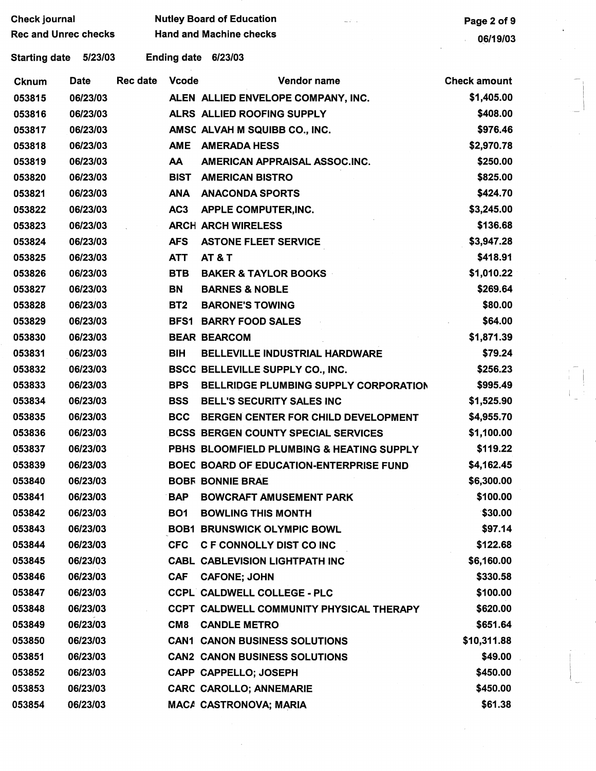Check journal
Rec and Unrec checks

Nutley Board of Education
Hand and Machine checks

06/19/03

Starting date 5/23/03 Ending date 6/23/03

| Cknum | Date | Rec date | Vcode | Vendor name | Check amount |
|---|---|---|---|---|---|
| 053815 | 06/23/03 | | ALEN | ALLIED ENVELOPE COMPANY, INC. | $1,405.00 |
| 053816 | 06/23/03 | | ALRS | ALLIED ROOFING SUPPLY | $408.00 |
| 053817 | 06/23/03 | | AMSC | ALVAH M SQUIBB CO., INC. | $976.46 |
| 053818 | 06/23/03 | | AME | AMERADA HESS | $2,970.78 |
| 053819 | 06/23/03 | | AA | AMERICAN APPRAISAL ASSOC.INC. | $250.00 |
| 053820 | 06/23/03 | | BIST | AMERICAN BISTRO | $825.00 |
| 053821 | 06/23/03 | | ANA | ANACONDA SPORTS | $424.70 |
| 053822 | 06/23/03 | | AC3 | APPLE COMPUTER,INC. | $3,245.00 |
| 053823 | 06/23/03 | | ARCH | ARCH WIRELESS | $136.68 |
| 053824 | 06/23/03 | | AFS | ASTONE FLEET SERVICE | $3,947.28 |
| 053825 | 06/23/03 | | ATT | AT & T | $418.91 |
| 053826 | 06/23/03 | | BTB | BAKER & TAYLOR BOOKS | $1,010.22 |
| 053827 | 06/23/03 | | BN | BARNES & NOBLE | $269.64 |
| 053828 | 06/23/03 | | BT2 | BARONE'S TOWING | $80.00 |
| 053829 | 06/23/03 | | BFS1 | BARRY FOOD SALES | $64.00 |
| 053830 | 06/23/03 | | BEAR | BEARCOM | $1,871.39 |
| 053831 | 06/23/03 | | BIH | BELLEVILLE INDUSTRIAL HARDWARE | $79.24 |
| 053832 | 06/23/03 | | BSCC | BELLEVILLE SUPPLY CO., INC. | $256.23 |
| 053833 | 06/23/03 | | BPS | BELLRIDGE PLUMBING SUPPLY CORPORATION | $995.49 |
| 053834 | 06/23/03 | | BSS | BELL'S SECURITY SALES INC | $1,525.90 |
| 053835 | 06/23/03 | | BCC | BERGEN CENTER FOR CHILD DEVELOPMENT | $4,955.70 |
| 053836 | 06/23/03 | | BCSS | BERGEN COUNTY SPECIAL SERVICES | $1,100.00 |
| 053837 | 06/23/03 | | PBHS | BLOOMFIELD PLUMBING & HEATING SUPPLY | $119.22 |
| 053839 | 06/23/03 | | BOEC | BOARD OF EDUCATION-ENTERPRISE FUND | $4,162.45 |
| 053840 | 06/23/03 | | BOBR | BONNIE BRAE | $6,300.00 |
| 053841 | 06/23/03 | | BAP | BOWCRAFT AMUSEMENT PARK | $100.00 |
| 053842 | 06/23/03 | | BO1 | BOWLING THIS MONTH | $30.00 |
| 053843 | 06/23/03 | | BOB1 | BRUNSWICK OLYMPIC BOWL | $97.14 |
| 053844 | 06/23/03 | | CFC | C F CONNOLLY DIST CO INC | $122.68 |
| 053845 | 06/23/03 | | CABL | CABLEVISION LIGHTPATH INC | $6,160.00 |
| 053846 | 06/23/03 | | CAF | CAFONE; JOHN | $330.58 |
| 053847 | 06/23/03 | | CCPL | CALDWELL COLLEGE - PLC | $100.00 |
| 053848 | 06/23/03 | | CCPT | CALDWELL COMMUNITY PHYSICAL THERAPY | $620.00 |
| 053849 | 06/23/03 | | CM8 | CANDLE METRO | $651.64 |
| 053850 | 06/23/03 | | CAN1 | CANON BUSINESS SOLUTIONS | $10,311.88 |
| 053851 | 06/23/03 | | CAN2 | CANON BUSINESS SOLUTIONS | $49.00 |
| 053852 | 06/23/03 | | CAPP | CAPPELLO; JOSEPH | $450.00 |
| 053853 | 06/23/03 | | CARC | CAROLLO; ANNEMARIE | $450.00 |
| 053854 | 06/23/03 | | MACA | CASTRONOVA; MARIA | $61.38 |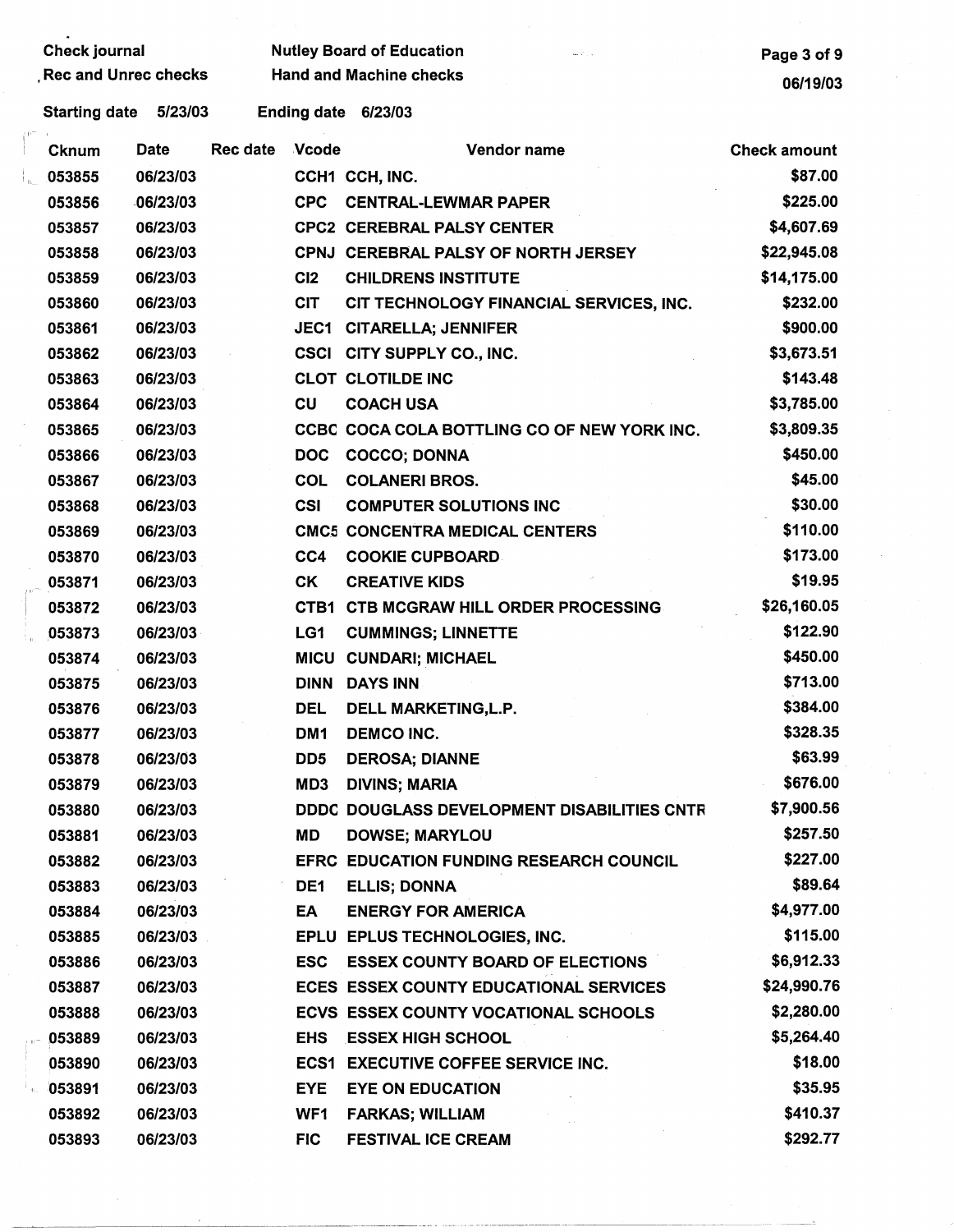Check journal
Rec and Unrec checks

Nutley Board of Education
Hand and Machine checks

06/19/03

Starting date 5/23/03 Ending date 6/23/03

| Cknum | Date | Rec date | Vcode | Vendor name | Check amount |
|---|---|---|---|---|---|
| 053855 | 06/23/03 | | CCH1 | CCH, INC. | $87.00 |
| 053856 | 06/23/03 | | CPC | CENTRAL-LEWMAR PAPER | $225.00 |
| 053857 | 06/23/03 | | CPC2 | CEREBRAL PALSY CENTER | $4,607.69 |
| 053858 | 06/23/03 | | CPNJ | CEREBRAL PALSY OF NORTH JERSEY | $22,945.08 |
| 053859 | 06/23/03 | | CI2 | CHILDRENS INSTITUTE | $14,175.00 |
| 053860 | 06/23/03 | | CIT | CIT TECHNOLOGY FINANCIAL SERVICES, INC. | $232.00 |
| 053861 | 06/23/03 | | JEC1 | CITARELLA; JENNIFER | $900.00 |
| 053862 | 06/23/03 | | CSCI | CITY SUPPLY CO., INC. | $3,673.51 |
| 053863 | 06/23/03 | | CLOT | CLOTILDE INC | $143.48 |
| 053864 | 06/23/03 | | CU | COACH USA | $3,785.00 |
| 053865 | 06/23/03 | | CCBC | COCA COLA BOTTLING CO OF NEW YORK INC. | $3,809.35 |
| 053866 | 06/23/03 | | DOC | COCCO; DONNA | $450.00 |
| 053867 | 06/23/03 | | COL | COLANERI BROS. | $45.00 |
| 053868 | 06/23/03 | | CSI | COMPUTER SOLUTIONS INC | $30.00 |
| 053869 | 06/23/03 | | CMC5 | CONCENTRA MEDICAL CENTERS | $110.00 |
| 053870 | 06/23/03 | | CC4 | COOKIE CUPBOARD | $173.00 |
| 053871 | 06/23/03 | | CK | CREATIVE KIDS | $19.95 |
| 053872 | 06/23/03 | | CTB1 | CTB MCGRAW HILL ORDER PROCESSING | $26,160.05 |
| 053873 | 06/23/03 | | LG1 | CUMMINGS; LINNETTE | $122.90 |
| 053874 | 06/23/03 | | MICU | CUNDARI; MICHAEL | $450.00 |
| 053875 | 06/23/03 | | DINN | DAYS INN | $713.00 |
| 053876 | 06/23/03 | | DEL | DELL MARKETING,L.P. | $384.00 |
| 053877 | 06/23/03 | | DM1 | DEMCO INC. | $328.35 |
| 053878 | 06/23/03 | | DD5 | DEROSA; DIANNE | $63.99 |
| 053879 | 06/23/03 | | MD3 | DIVINS; MARIA | $676.00 |
| 053880 | 06/23/03 | | DDDC | DOUGLASS DEVELOPMENT DISABILITIES CNTR | $7,900.56 |
| 053881 | 06/23/03 | | MD | DOWSE; MARYLOU | $257.50 |
| 053882 | 06/23/03 | | EFRC | EDUCATION FUNDING RESEARCH COUNCIL | $227.00 |
| 053883 | 06/23/03 | | DE1 | ELLIS; DONNA | $89.64 |
| 053884 | 06/23/03 | | EA | ENERGY FOR AMERICA | $4,977.00 |
| 053885 | 06/23/03 | | EPLU | EPLUS TECHNOLOGIES, INC. | $115.00 |
| 053886 | 06/23/03 | | ESC | ESSEX COUNTY BOARD OF ELECTIONS | $6,912.33 |
| 053887 | 06/23/03 | | ECES | ESSEX COUNTY EDUCATIONAL SERVICES | $24,990.76 |
| 053888 | 06/23/03 | | ECVS | ESSEX COUNTY VOCATIONAL SCHOOLS | $2,280.00 |
| 053889 | 06/23/03 | | EHS | ESSEX HIGH SCHOOL | $5,264.40 |
| 053890 | 06/23/03 | | ECS1 | EXECUTIVE COFFEE SERVICE INC. | $18.00 |
| 053891 | 06/23/03 | | EYE | EYE ON EDUCATION | $35.95 |
| 053892 | 06/23/03 | | WF1 | FARKAS; WILLIAM | $410.37 |
| 053893 | 06/23/03 | | FIC | FESTIVAL ICE CREAM | $292.77 |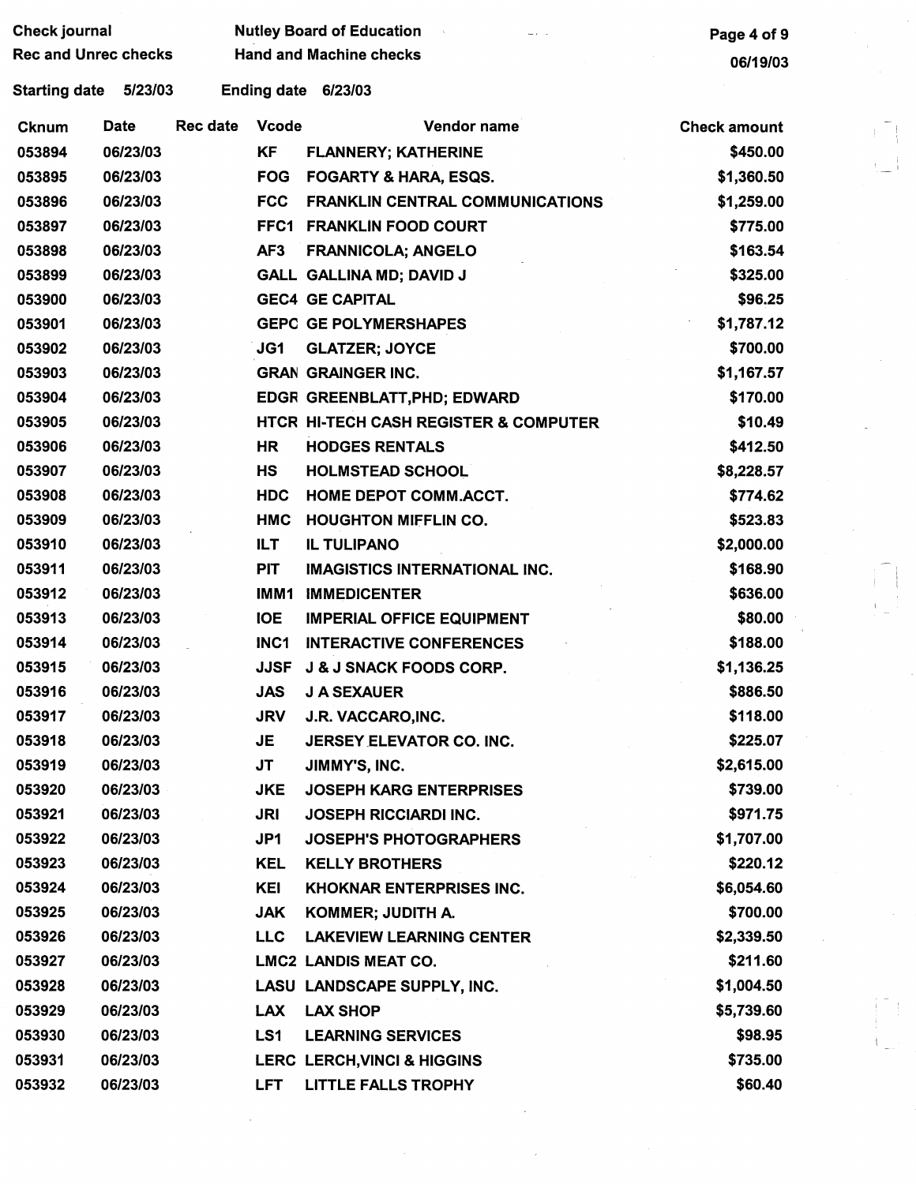Check journal
Rec and Unrec checks

Nutley Board of Education
Hand and Machine checks

06/19/03

Starting date 5/23/03 Ending date 6/23/03

| Cknum | Date | Rec date | Vcode | Vendor name | Check amount |
|---|---|---|---|---|---|
| 053894 | 06/23/03 | | KF | FLANNERY; KATHERINE | $450.00 |
| 053895 | 06/23/03 | | FOG | FOGARTY & HARA, ESQS. | $1,360.50 |
| 053896 | 06/23/03 | | FCC | FRANKLIN CENTRAL COMMUNICATIONS | $1,259.00 |
| 053897 | 06/23/03 | | FFC1 | FRANKLIN FOOD COURT | $775.00 |
| 053898 | 06/23/03 | | AF3 | FRANNICOLA; ANGELO | $163.54 |
| 053899 | 06/23/03 | | GALL | GALLINA MD; DAVID J | $325.00 |
| 053900 | 06/23/03 | | GEC4 | GE CAPITAL | $96.25 |
| 053901 | 06/23/03 | | GEPC | GE POLYMERSHAPES | $1,787.12 |
| 053902 | 06/23/03 | | JG1 | GLATZER; JOYCE | $700.00 |
| 053903 | 06/23/03 | | GRAN | GRAINGER INC. | $1,167.57 |
| 053904 | 06/23/03 | | EDGR | GREENBLATT,PHD; EDWARD | $170.00 |
| 053905 | 06/23/03 | | HTCR | HI-TECH CASH REGISTER & COMPUTER | $10.49 |
| 053906 | 06/23/03 | | HR | HODGES RENTALS | $412.50 |
| 053907 | 06/23/03 | | HS | HOLMSTEAD SCHOOL | $8,228.57 |
| 053908 | 06/23/03 | | HDC | HOME DEPOT COMM.ACCT. | $774.62 |
| 053909 | 06/23/03 | | HMC | HOUGHTON MIFFLIN CO. | $523.83 |
| 053910 | 06/23/03 | | ILT | IL TULIPANO | $2,000.00 |
| 053911 | 06/23/03 | | PIT | IMAGISTICS INTERNATIONAL INC. | $168.90 |
| 053912 | 06/23/03 | | IMM1 | IMMEDICENTER | $636.00 |
| 053913 | 06/23/03 | | IOE | IMPERIAL OFFICE EQUIPMENT | $80.00 |
| 053914 | 06/23/03 | | INC1 | INTERACTIVE CONFERENCES | $188.00 |
| 053915 | 06/23/03 | | JJSF | J & J SNACK FOODS CORP. | $1,136.25 |
| 053916 | 06/23/03 | | JAS | J A SEXAUER | $886.50 |
| 053917 | 06/23/03 | | JRV | J.R. VACCARO,INC. | $118.00 |
| 053918 | 06/23/03 | | JE | JERSEY ELEVATOR CO. INC. | $225.07 |
| 053919 | 06/23/03 | | JT | JIMMY'S, INC. | $2,615.00 |
| 053920 | 06/23/03 | | JKE | JOSEPH KARG ENTERPRISES | $739.00 |
| 053921 | 06/23/03 | | JRI | JOSEPH RICCIARDI INC. | $971.75 |
| 053922 | 06/23/03 | | JP1 | JOSEPH'S PHOTOGRAPHERS | $1,707.00 |
| 053923 | 06/23/03 | | KEL | KELLY BROTHERS | $220.12 |
| 053924 | 06/23/03 | | KEI | KHOKNAR ENTERPRISES INC. | $6,054.60 |
| 053925 | 06/23/03 | | JAK | KOMMER; JUDITH A. | $700.00 |
| 053926 | 06/23/03 | | LLC | LAKEVIEW LEARNING CENTER | $2,339.50 |
| 053927 | 06/23/03 | | LMC2 | LANDIS MEAT CO. | $211.60 |
| 053928 | 06/23/03 | | LASU | LANDSCAPE SUPPLY, INC. | $1,004.50 |
| 053929 | 06/23/03 | | LAX | LAX SHOP | $5,739.60 |
| 053930 | 06/23/03 | | LS1 | LEARNING SERVICES | $98.95 |
| 053931 | 06/23/03 | | LERC | LERCH,VINCI & HIGGINS | $735.00 |
| 053932 | 06/23/03 | | LFT | LITTLE FALLS TROPHY | $60.40 |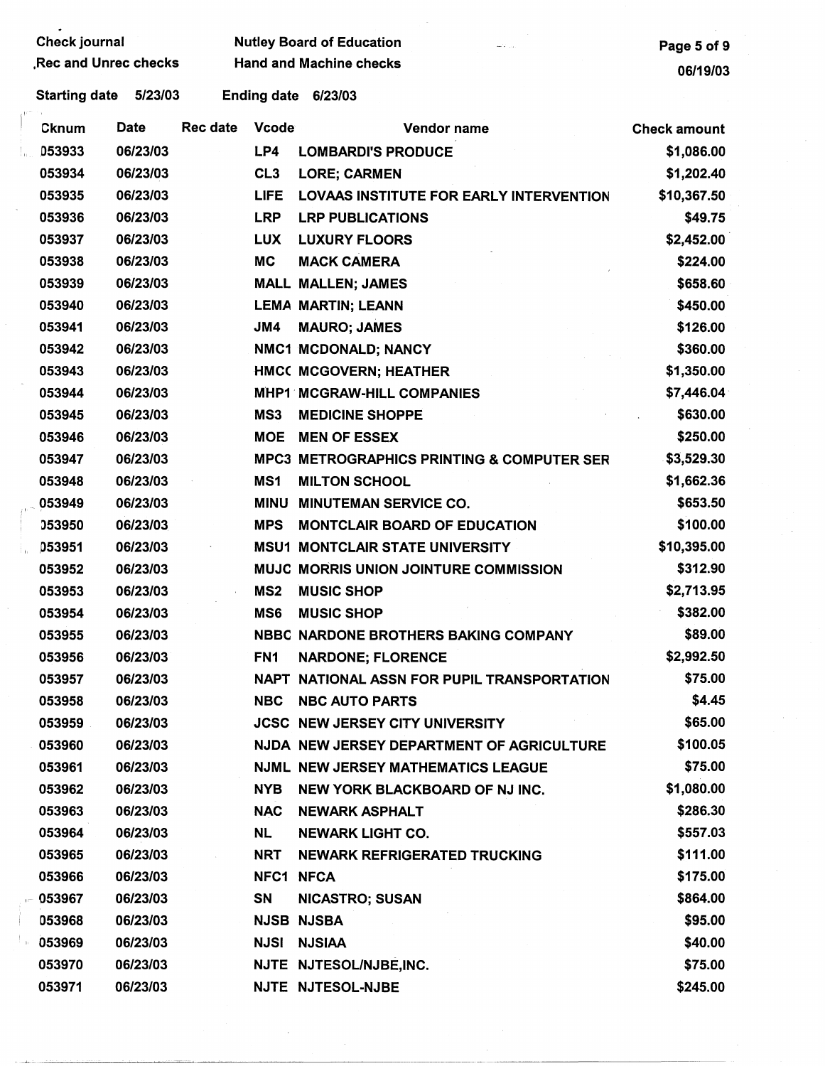Check journal
Rec and Unrec checks

Nutley Board of Education
Hand and Machine checks

06/19/03

Starting date 5/23/03 Ending date 6/23/03

| Cknum | Date | Rec date | Vcode | Vendor name | Check amount |
|---|---|---|---|---|---|
| 053933 | 06/23/03 | | LP4 | LOMBARDI'S PRODUCE | $1,086.00 |
| 053934 | 06/23/03 | | CL3 | LORE; CARMEN | $1,202.40 |
| 053935 | 06/23/03 | | LIFE | LOVAAS INSTITUTE FOR EARLY INTERVENTION | $10,367.50 |
| 053936 | 06/23/03 | | LRP | LRP PUBLICATIONS | $49.75 |
| 053937 | 06/23/03 | | LUX | LUXURY FLOORS | $2,452.00 |
| 053938 | 06/23/03 | | MC | MACK CAMERA | $224.00 |
| 053939 | 06/23/03 | | MALL | MALLEN; JAMES | $658.60 |
| 053940 | 06/23/03 | | LEMA | MARTIN; LEANN | $450.00 |
| 053941 | 06/23/03 | | JM4 | MAURO; JAMES | $126.00 |
| 053942 | 06/23/03 | | NMC1 | MCDONALD; NANCY | $360.00 |
| 053943 | 06/23/03 | | HMCC | MCGOVERN; HEATHER | $1,350.00 |
| 053944 | 06/23/03 | | MHP1 | MCGRAW-HILL COMPANIES | $7,446.04 |
| 053945 | 06/23/03 | | MS3 | MEDICINE SHOPPE | $630.00 |
| 053946 | 06/23/03 | | MOE | MEN OF ESSEX | $250.00 |
| 053947 | 06/23/03 | | MPC3 | METROGRAPHICS PRINTING & COMPUTER SER | $3,529.30 |
| 053948 | 06/23/03 | | MS1 | MILTON SCHOOL | $1,662.36 |
| 053949 | 06/23/03 | | MINU | MINUTEMAN SERVICE CO. | $653.50 |
| 053950 | 06/23/03 | | MPS | MONTCLAIR BOARD OF EDUCATION | $100.00 |
| 053951 | 06/23/03 | | MSU1 | MONTCLAIR STATE UNIVERSITY | $10,395.00 |
| 053952 | 06/23/03 | | MUJC | MORRIS UNION JOINTURE COMMISSION | $312.90 |
| 053953 | 06/23/03 | | MS2 | MUSIC SHOP | $2,713.95 |
| 053954 | 06/23/03 | | MS6 | MUSIC SHOP | $382.00 |
| 053955 | 06/23/03 | | NBBC | NARDONE BROTHERS BAKING COMPANY | $89.00 |
| 053956 | 06/23/03 | | FN1 | NARDONE; FLORENCE | $2,992.50 |
| 053957 | 06/23/03 | | NAPT | NATIONAL ASSN FOR PUPIL TRANSPORTATION | $75.00 |
| 053958 | 06/23/03 | | NBC | NBC AUTO PARTS | $4.45 |
| 053959 | 06/23/03 | | JCSC | NEW JERSEY CITY UNIVERSITY | $65.00 |
| 053960 | 06/23/03 | | NJDA | NEW JERSEY DEPARTMENT OF AGRICULTURE | $100.05 |
| 053961 | 06/23/03 | | NJML | NEW JERSEY MATHEMATICS LEAGUE | $75.00 |
| 053962 | 06/23/03 | | NYB | NEW YORK BLACKBOARD OF NJ INC. | $1,080.00 |
| 053963 | 06/23/03 | | NAC | NEWARK ASPHALT | $286.30 |
| 053964 | 06/23/03 | | NL | NEWARK LIGHT CO. | $557.03 |
| 053965 | 06/23/03 | | NRT | NEWARK REFRIGERATED TRUCKING | $111.00 |
| 053966 | 06/23/03 | | NFC1 | NFCA | $175.00 |
| 053967 | 06/23/03 | | SN | NICASTRO; SUSAN | $864.00 |
| 053968 | 06/23/03 | | NJSB | NJSBA | $95.00 |
| 053969 | 06/23/03 | | NJSI | NJSIAA | $40.00 |
| 053970 | 06/23/03 | | NJTE | NJTESOL/NJBE,INC. | $75.00 |
| 053971 | 06/23/03 | | NJTE | NJTESOL-NJBE | $245.00 |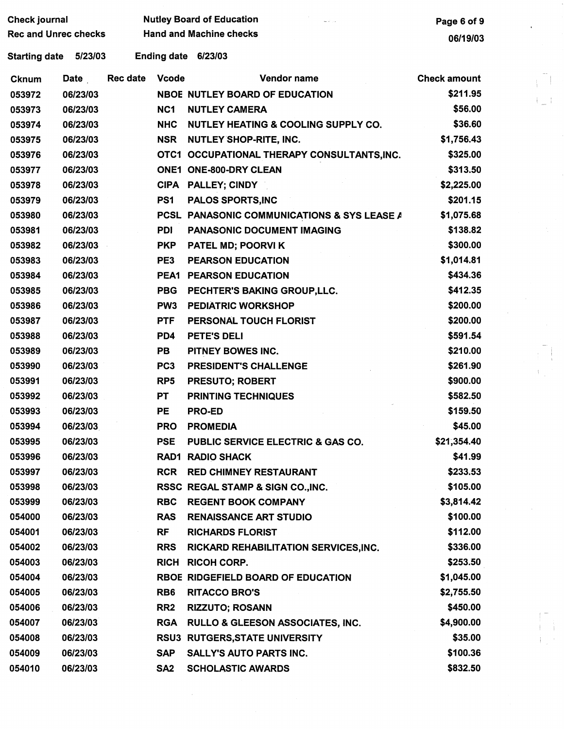Check journal
Rec and Unrec checks

Nutley Board of Education
Hand and Machine checks

06/19/03

Starting date 5/23/03 Ending date 6/23/03

| Cknum | Date | Rec date | Vcode | Vendor name | Check amount |
|---|---|---|---|---|---|
| 053972 | 06/23/03 | | NBOE | NUTLEY BOARD OF EDUCATION | $211.95 |
| 053973 | 06/23/03 | | NC1 | NUTLEY CAMERA | $56.00 |
| 053974 | 06/23/03 | | NHC | NUTLEY HEATING & COOLING SUPPLY CO. | $36.60 |
| 053975 | 06/23/03 | | NSR | NUTLEY SHOP-RITE, INC. | $1,756.43 |
| 053976 | 06/23/03 | | OTC1 | OCCUPATIONAL THERAPY CONSULTANTS,INC. | $325.00 |
| 053977 | 06/23/03 | | ONE1 | ONE-800-DRY CLEAN | $313.50 |
| 053978 | 06/23/03 | | CIPA | PALLEY; CINDY | $2,225.00 |
| 053979 | 06/23/03 | | PS1 | PALOS SPORTS,INC | $201.15 |
| 053980 | 06/23/03 | | PCSL | PANASONIC COMMUNICATIONS & SYS LEASE A | $1,075.68 |
| 053981 | 06/23/03 | | PDI | PANASONIC DOCUMENT IMAGING | $138.82 |
| 053982 | 06/23/03 | | PKP | PATEL MD; POORVI K | $300.00 |
| 053983 | 06/23/03 | | PE3 | PEARSON EDUCATION | $1,014.81 |
| 053984 | 06/23/03 | | PEA1 | PEARSON EDUCATION | $434.36 |
| 053985 | 06/23/03 | | PBG | PECHTER'S BAKING GROUP,LLC. | $412.35 |
| 053986 | 06/23/03 | | PW3 | PEDIATRIC WORKSHOP | $200.00 |
| 053987 | 06/23/03 | | PTF | PERSONAL TOUCH FLORIST | $200.00 |
| 053988 | 06/23/03 | | PD4 | PETE'S DELI | $591.54 |
| 053989 | 06/23/03 | | PB | PITNEY BOWES INC. | $210.00 |
| 053990 | 06/23/03 | | PC3 | PRESIDENT'S CHALLENGE | $261.90 |
| 053991 | 06/23/03 | | RP5 | PRESUTO; ROBERT | $900.00 |
| 053992 | 06/23/03 | | PT | PRINTING TECHNIQUES | $582.50 |
| 053993 | 06/23/03 | | PE | PRO-ED | $159.50 |
| 053994 | 06/23/03 | | PRO | PROMEDIA | $45.00 |
| 053995 | 06/23/03 | | PSE | PUBLIC SERVICE ELECTRIC & GAS CO. | $21,354.40 |
| 053996 | 06/23/03 | | RAD1 | RADIO SHACK | $41.99 |
| 053997 | 06/23/03 | | RCR | RED CHIMNEY RESTAURANT | $233.53 |
| 053998 | 06/23/03 | | RSSC | REGAL STAMP & SIGN CO.,INC. | $105.00 |
| 053999 | 06/23/03 | | RBC | REGENT BOOK COMPANY | $3,814.42 |
| 054000 | 06/23/03 | | RAS | RENAISSANCE ART STUDIO | $100.00 |
| 054001 | 06/23/03 | | RF | RICHARDS FLORIST | $112.00 |
| 054002 | 06/23/03 | | RRS | RICKARD REHABILITATION SERVICES,INC. | $336.00 |
| 054003 | 06/23/03 | | RICH | RICOH CORP. | $253.50 |
| 054004 | 06/23/03 | | RBOE | RIDGEFIELD BOARD OF EDUCATION | $1,045.00 |
| 054005 | 06/23/03 | | RB6 | RITACCO BRO'S | $2,755.50 |
| 054006 | 06/23/03 | | RR2 | RIZZUTO; ROSANN | $450.00 |
| 054007 | 06/23/03 | | RGA | RULLO & GLEESON ASSOCIATES, INC. | $4,900.00 |
| 054008 | 06/23/03 | | RSU3 | RUTGERS,STATE UNIVERSITY | $35.00 |
| 054009 | 06/23/03 | | SAP | SALLY'S AUTO PARTS INC. | $100.36 |
| 054010 | 06/23/03 | | SA2 | SCHOLASTIC AWARDS | $832.50 |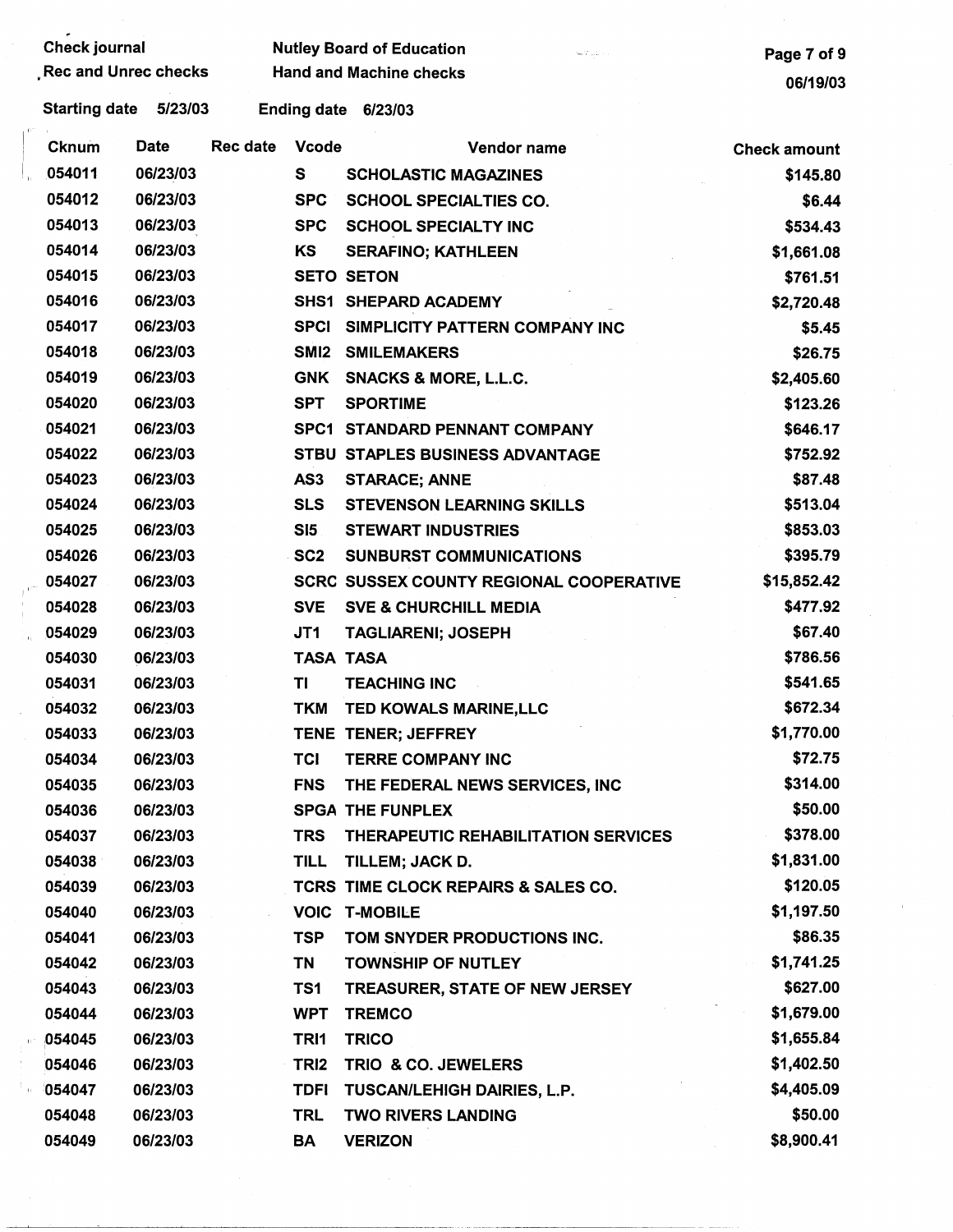Check journal
Rec and Unrec checks

Nutley Board of Education
Hand and Machine checks

06/19/03

Starting date 5/23/03 Ending date 6/23/03

| Cknum | Date | Rec date | Vcode | Vendor name | Check amount |
|---|---|---|---|---|---|
| 054011 | 06/23/03 | | S | SCHOLASTIC MAGAZINES | $145.80 |
| 054012 | 06/23/03 | | SPC | SCHOOL SPECIALTIES CO. | $6.44 |
| 054013 | 06/23/03 | | SPC | SCHOOL SPECIALTY INC | $534.43 |
| 054014 | 06/23/03 | | KS | SERAFINO; KATHLEEN | $1,661.08 |
| 054015 | 06/23/03 | | SETO | SETON | $761.51 |
| 054016 | 06/23/03 | | SHS1 | SHEPARD ACADEMY | $2,720.48 |
| 054017 | 06/23/03 | | SPCI | SIMPLICITY PATTERN COMPANY INC | $5.45 |
| 054018 | 06/23/03 | | SMI2 | SMILEMAKERS | $26.75 |
| 054019 | 06/23/03 | | GNK | SNACKS & MORE, L.L.C. | $2,405.60 |
| 054020 | 06/23/03 | | SPT | SPORTIME | $123.26 |
| 054021 | 06/23/03 | | SPC1 | STANDARD PENNANT COMPANY | $646.17 |
| 054022 | 06/23/03 | | STBU | STAPLES BUSINESS ADVANTAGE | $752.92 |
| 054023 | 06/23/03 | | AS3 | STARACE; ANNE | $87.48 |
| 054024 | 06/23/03 | | SLS | STEVENSON LEARNING SKILLS | $513.04 |
| 054025 | 06/23/03 | | SI5 | STEWART INDUSTRIES | $853.03 |
| 054026 | 06/23/03 | | SC2 | SUNBURST COMMUNICATIONS | $395.79 |
| 054027 | 06/23/03 | | SCRC | SUSSEX COUNTY REGIONAL COOPERATIVE | $15,852.42 |
| 054028 | 06/23/03 | | SVE | SVE & CHURCHILL MEDIA | $477.92 |
| 054029 | 06/23/03 | | JT1 | TAGLIARENI; JOSEPH | $67.40 |
| 054030 | 06/23/03 | | TASA | TASA | $786.56 |
| 054031 | 06/23/03 | | TI | TEACHING INC | $541.65 |
| 054032 | 06/23/03 | | TKM | TED KOWALS MARINE,LLC | $672.34 |
| 054033 | 06/23/03 | | TENE | TENER; JEFFREY | $1,770.00 |
| 054034 | 06/23/03 | | TCI | TERRE COMPANY INC | $72.75 |
| 054035 | 06/23/03 | | FNS | THE FEDERAL NEWS SERVICES, INC | $314.00 |
| 054036 | 06/23/03 | | SPGA | THE FUNPLEX | $50.00 |
| 054037 | 06/23/03 | | TRS | THERAPEUTIC REHABILITATION SERVICES | $378.00 |
| 054038 | 06/23/03 | | TILL | TILLEM; JACK D. | $1,831.00 |
| 054039 | 06/23/03 | | TCRS | TIME CLOCK REPAIRS & SALES CO. | $120.05 |
| 054040 | 06/23/03 | | VOIC | T-MOBILE | $1,197.50 |
| 054041 | 06/23/03 | | TSP | TOM SNYDER PRODUCTIONS INC. | $86.35 |
| 054042 | 06/23/03 | | TN | TOWNSHIP OF NUTLEY | $1,741.25 |
| 054043 | 06/23/03 | | TS1 | TREASURER, STATE OF NEW JERSEY | $627.00 |
| 054044 | 06/23/03 | | WPT | TREMCO | $1,679.00 |
| 054045 | 06/23/03 | | TRI1 | TRICO | $1,655.84 |
| 054046 | 06/23/03 | | TRI2 | TRIO & CO. JEWELERS | $1,402.50 |
| 054047 | 06/23/03 | | TDFI | TUSCAN/LEHIGH DAIRIES, L.P. | $4,405.09 |
| 054048 | 06/23/03 | | TRL | TWO RIVERS LANDING | $50.00 |
| 054049 | 06/23/03 | | BA | VERIZON | $8,900.41 |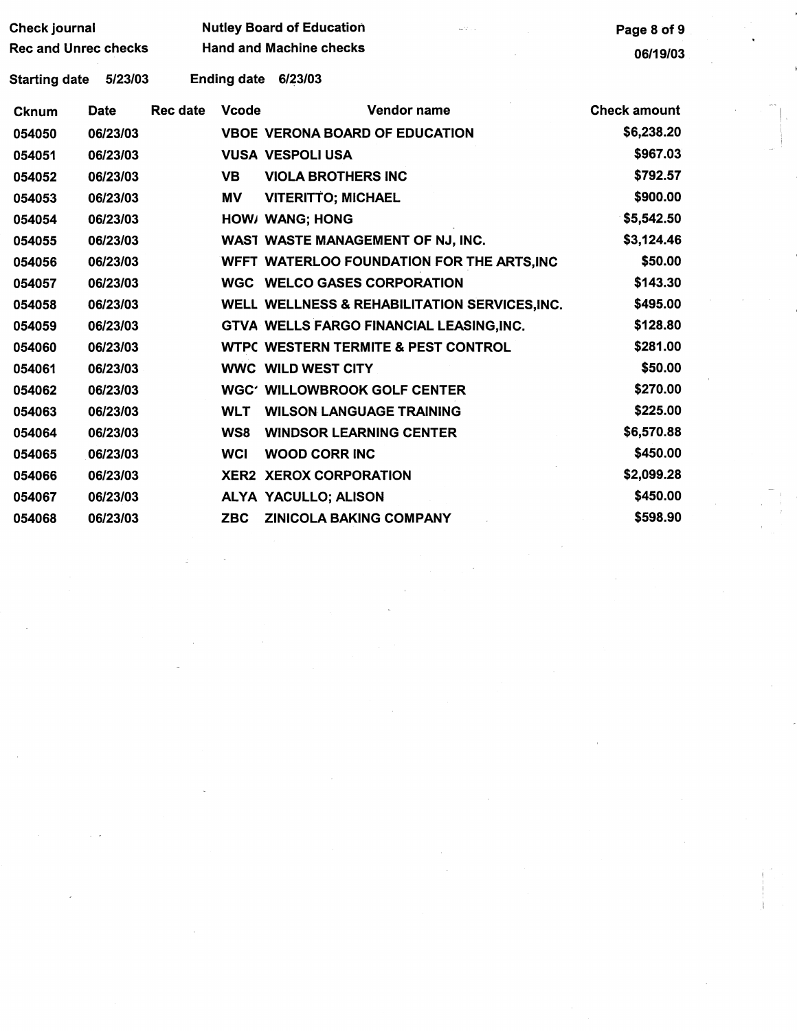Check journal
Rec and Unrec checks

Nutley Board of Education
Hand and Machine checks

06/19/03

Starting date 5/23/03 Ending date 6/23/03

| Cknum | Date | Rec date | Vcode | Vendor name | Check amount |
|---|---|---|---|---|---|
| 054050 | 06/23/03 | | VBOE | VERONA BOARD OF EDUCATION | $6,238.20 |
| 054051 | 06/23/03 | | VUSA | VESPOLI USA | $967.03 |
| 054052 | 06/23/03 | | VB | VIOLA BROTHERS INC | $792.57 |
| 054053 | 06/23/03 | | MV | VITERITTO; MICHAEL | $900.00 |
| 054054 | 06/23/03 | | HOW/ | WANG; HONG | $5,542.50 |
| 054055 | 06/23/03 | | WAST | WASTE MANAGEMENT OF NJ, INC. | $3,124.46 |
| 054056 | 06/23/03 | | WFFT | WATERLOO FOUNDATION FOR THE ARTS,INC | $50.00 |
| 054057 | 06/23/03 | | WGC | WELCO GASES CORPORATION | $143.30 |
| 054058 | 06/23/03 | | WELL | WELLNESS & REHABILITATION SERVICES,INC. | $495.00 |
| 054059 | 06/23/03 | | GTVA | WELLS FARGO FINANCIAL LEASING,INC. | $128.80 |
| 054060 | 06/23/03 | | WTPC | WESTERN TERMITE & PEST CONTROL | $281.00 |
| 054061 | 06/23/03 | | WWC | WILD WEST CITY | $50.00 |
| 054062 | 06/23/03 | | WGC' | WILLOWBROOK GOLF CENTER | $270.00 |
| 054063 | 06/23/03 | | WLT | WILSON LANGUAGE TRAINING | $225.00 |
| 054064 | 06/23/03 | | WS8 | WINDSOR LEARNING CENTER | $6,570.88 |
| 054065 | 06/23/03 | | WCI | WOOD CORR INC | $450.00 |
| 054066 | 06/23/03 | | XER2 | XEROX CORPORATION | $2,099.28 |
| 054067 | 06/23/03 | | ALYA | YACULLO; ALISON | $450.00 |
| 054068 | 06/23/03 | | ZBC | ZINICOLA BAKING COMPANY | $598.90 |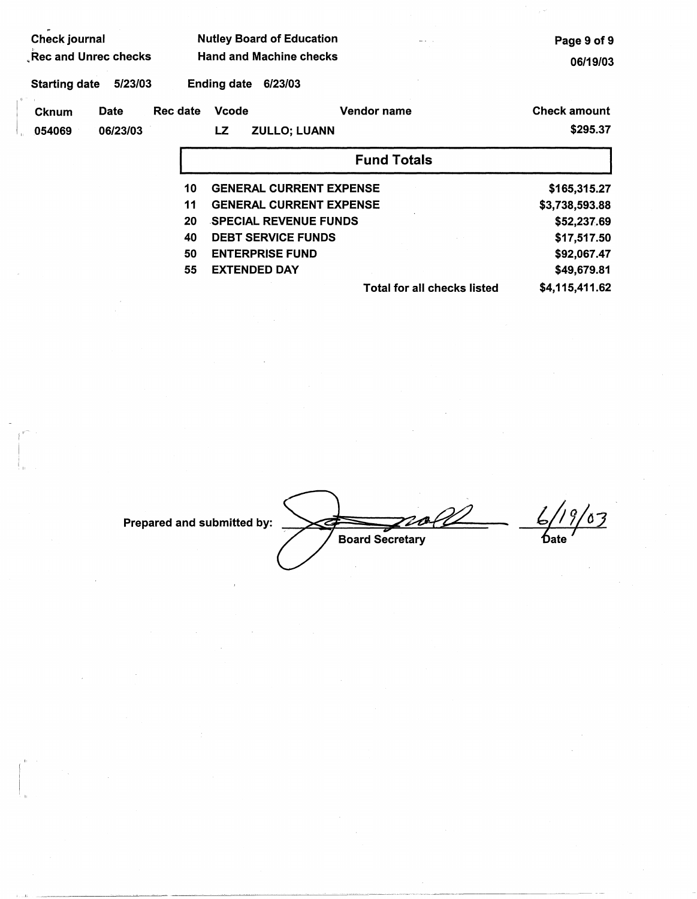Check journal
Rec and Unrec checks

Nutley Board of Education
Hand and Machine checks

06/19/03

Starting date 5/23/03 Ending date 6/23/03

| Cknum | Date | Rec date | Vcode | Vendor name | Check amount |
|---|---|---|---|---|---|
| 054069 | 06/23/03 | | LZ | ZULLO; LUANN | $295.37 |

## Fund Totals

| | | |
|---|---|---|
| 10 | GENERAL CURRENT EXPENSE | $165,315.27 |
| 11 | GENERAL CURRENT EXPENSE | $3,738,593.88 |
| 20 | SPECIAL REVENUE FUNDS | $52,237.69 |
| 40 | DEBT SERVICE FUNDS | $17,517.50 |
| 50 | ENTERPRISE FUND | $92,067.47 |
| 55 | EXTENDED DAY | $49,679.81 |
| | Total for all checks listed | $4,115,411.62 |

Prepared and submitted by: ____________ Board Secretary   6/19/03 Date